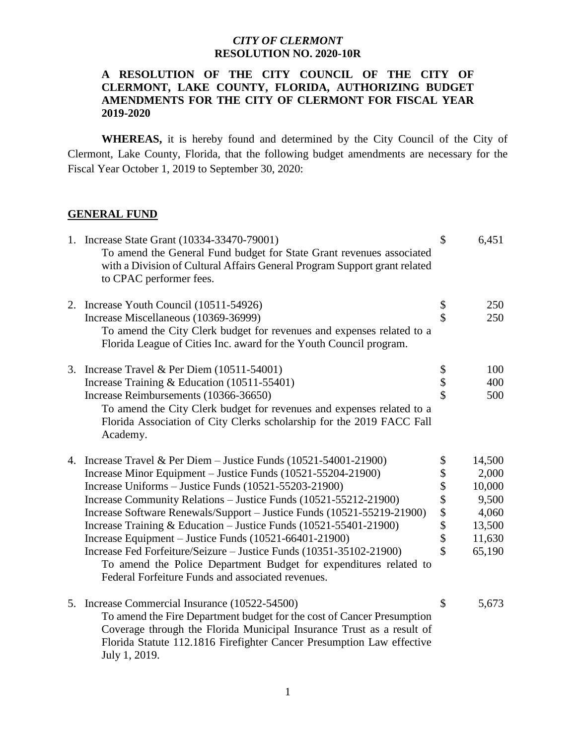***CITY OF CLERMONT***
**RESOLUTION NO. 2020-10R**

**A RESOLUTION OF THE CITY COUNCIL OF THE CITY OF CLERMONT, LAKE COUNTY, FLORIDA, AUTHORIZING BUDGET AMENDMENTS FOR THE CITY OF CLERMONT FOR FISCAL YEAR 2019-2020**

**WHEREAS,** it is hereby found and determined by the City Council of the City of Clermont, Lake County, Florida, that the following budget amendments are necessary for the Fiscal Year October 1, 2019 to September 30, 2020:

## **GENERAL FUND**

1. Increase State Grant (10334-33470-79001) — $ 6,451

   To amend the General Fund budget for State Grant revenues associated with a Division of Cultural Affairs General Program Support grant related to CPAC performer fees.

2. Increase Youth Council (10511-54926) — $ 250
   Increase Miscellaneous (10369-36999) — $ 250

   To amend the City Clerk budget for revenues and expenses related to a Florida League of Cities Inc. award for the Youth Council program.

3. Increase Travel & Per Diem (10511-54001) — $ 100
   Increase Training & Education (10511-55401) — $ 400
   Increase Reimbursements (10366-36650) — $ 500

   To amend the City Clerk budget for revenues and expenses related to a Florida Association of City Clerks scholarship for the 2019 FACC Fall Academy.

4. Increase Travel & Per Diem – Justice Funds (10521-54001-21900) — $ 14,500
   Increase Minor Equipment – Justice Funds (10521-55204-21900) — $ 2,000
   Increase Uniforms – Justice Funds (10521-55203-21900) — $ 10,000
   Increase Community Relations – Justice Funds (10521-55212-21900) — $ 9,500
   Increase Software Renewals/Support – Justice Funds (10521-55219-21900) — $ 4,060
   Increase Training & Education – Justice Funds (10521-55401-21900) — $ 13,500
   Increase Equipment – Justice Funds (10521-66401-21900) — $ 11,630
   Increase Fed Forfeiture/Seizure – Justice Funds (10351-35102-21900) — $ 65,190

   To amend the Police Department Budget for expenditures related to Federal Forfeiture Funds and associated revenues.

5. Increase Commercial Insurance (10522-54500) — $ 5,673

   To amend the Fire Department budget for the cost of Cancer Presumption Coverage through the Florida Municipal Insurance Trust as a result of Florida Statute 112.1816 Firefighter Cancer Presumption Law effective July 1, 2019.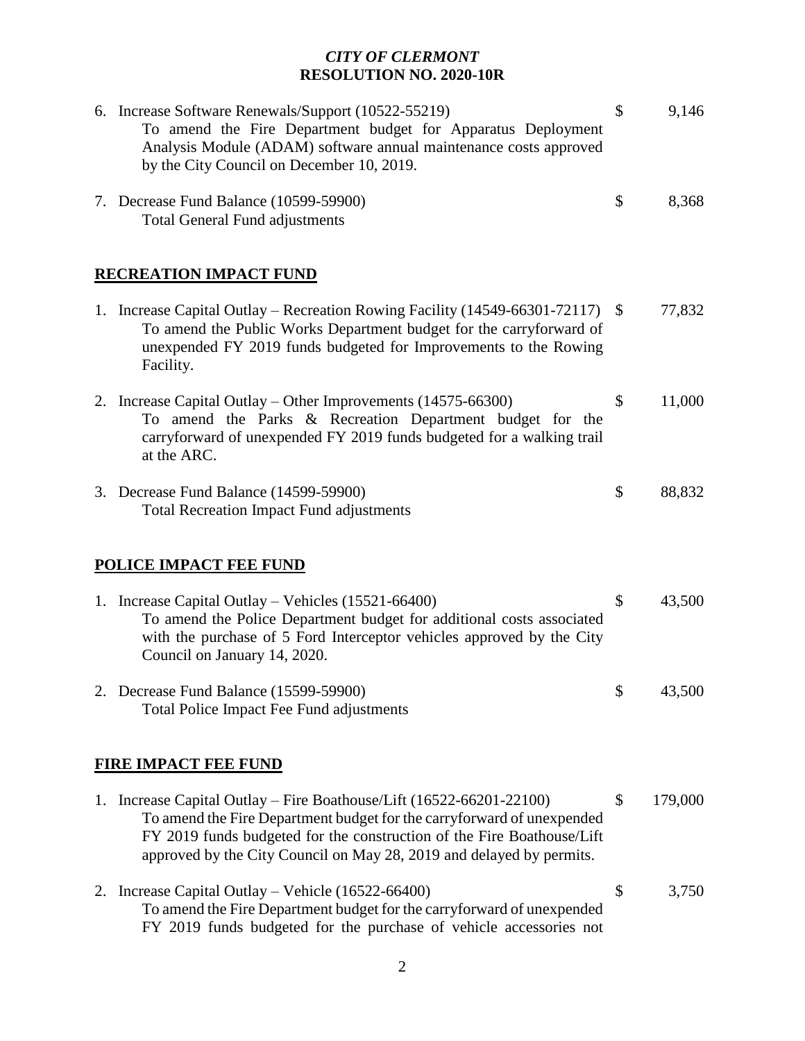*CITY OF CLERMONT*
**RESOLUTION NO. 2020-10R**

6. Increase Software Renewals/Support (10522-55219) $ 9,146
   To amend the Fire Department budget for Apparatus Deployment Analysis Module (ADAM) software annual maintenance costs approved by the City Council on December 10, 2019.

7. Decrease Fund Balance (10599-59900) $ 8,368
   Total General Fund adjustments

**RECREATION IMPACT FUND**

1. Increase Capital Outlay – Recreation Rowing Facility (14549-66301-72117) $ 77,832
   To amend the Public Works Department budget for the carryforward of unexpended FY 2019 funds budgeted for Improvements to the Rowing Facility.

2. Increase Capital Outlay – Other Improvements (14575-66300) $ 11,000
   To amend the Parks & Recreation Department budget for the carryforward of unexpended FY 2019 funds budgeted for a walking trail at the ARC.

3. Decrease Fund Balance (14599-59900) $ 88,832
   Total Recreation Impact Fund adjustments

**POLICE IMPACT FEE FUND**

1. Increase Capital Outlay – Vehicles (15521-66400) $ 43,500
   To amend the Police Department budget for additional costs associated with the purchase of 5 Ford Interceptor vehicles approved by the City Council on January 14, 2020.

2. Decrease Fund Balance (15599-59900) $ 43,500
   Total Police Impact Fee Fund adjustments

**FIRE IMPACT FEE FUND**

1. Increase Capital Outlay – Fire Boathouse/Lift (16522-66201-22100) $ 179,000
   To amend the Fire Department budget for the carryforward of unexpended FY 2019 funds budgeted for the construction of the Fire Boathouse/Lift approved by the City Council on May 28, 2019 and delayed by permits.

2. Increase Capital Outlay – Vehicle (16522-66400) $ 3,750
   To amend the Fire Department budget for the carryforward of unexpended FY 2019 funds budgeted for the purchase of vehicle accessories not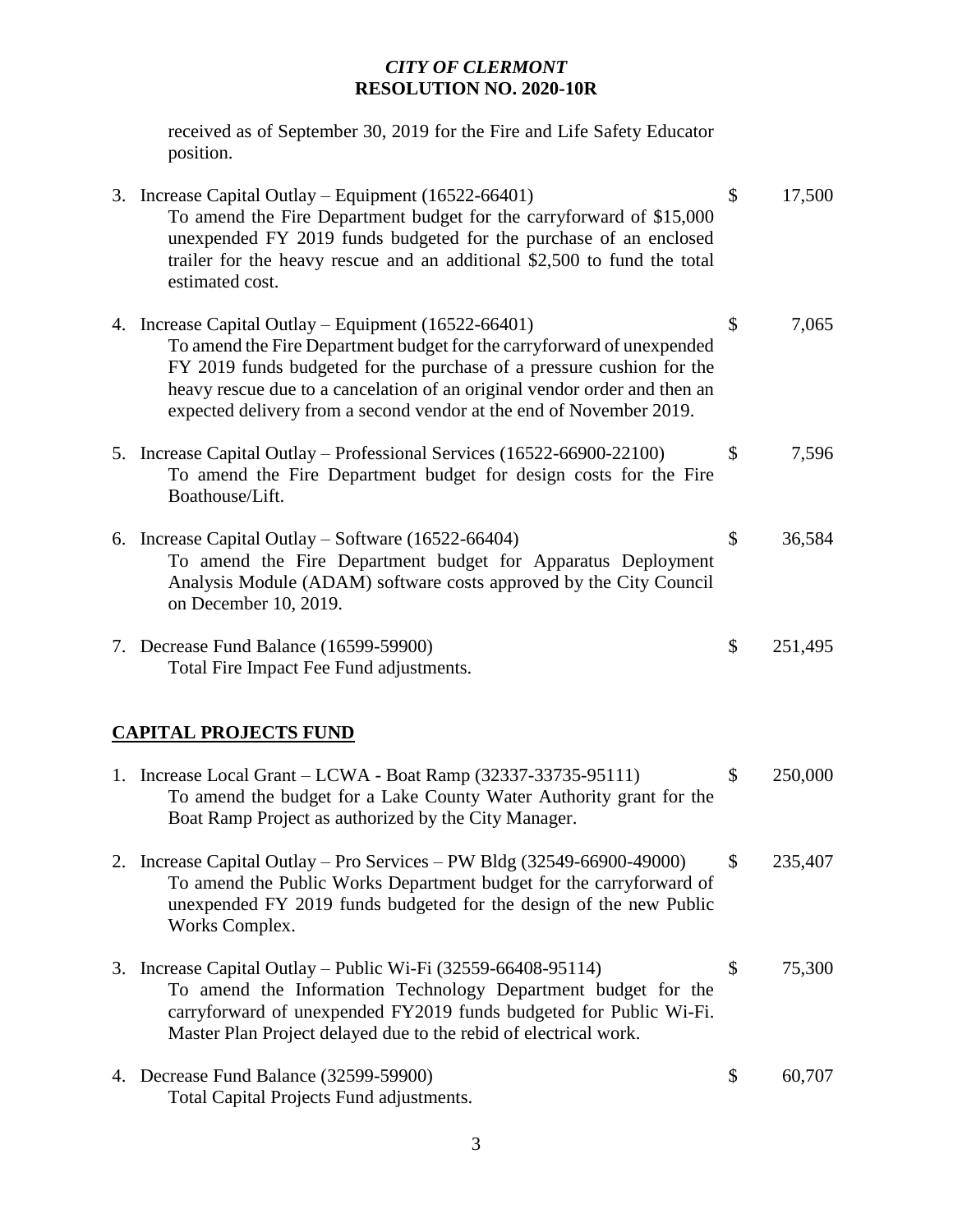received as of September 30, 2019 for the Fire and Life Safety Educator position.

3. Increase Capital Outlay – Equipment (16522-66401) $ 17,500
   To amend the Fire Department budget for the carryforward of $15,000 unexpended FY 2019 funds budgeted for the purchase of an enclosed trailer for the heavy rescue and an additional $2,500 to fund the total estimated cost.

4. Increase Capital Outlay – Equipment (16522-66401) $ 7,065
   To amend the Fire Department budget for the carryforward of unexpended FY 2019 funds budgeted for the purchase of a pressure cushion for the heavy rescue due to a cancelation of an original vendor order and then an expected delivery from a second vendor at the end of November 2019.

5. Increase Capital Outlay – Professional Services (16522-66900-22100) $ 7,596
   To amend the Fire Department budget for design costs for the Fire Boathouse/Lift.

6. Increase Capital Outlay – Software (16522-66404) $ 36,584
   To amend the Fire Department budget for Apparatus Deployment Analysis Module (ADAM) software costs approved by the City Council on December 10, 2019.

7. Decrease Fund Balance (16599-59900) $ 251,495
   Total Fire Impact Fee Fund adjustments.

**CAPITAL PROJECTS FUND**

1. Increase Local Grant – LCWA - Boat Ramp (32337-33735-95111) $ 250,000
   To amend the budget for a Lake County Water Authority grant for the Boat Ramp Project as authorized by the City Manager.

2. Increase Capital Outlay – Pro Services – PW Bldg (32549-66900-49000) $ 235,407
   To amend the Public Works Department budget for the carryforward of unexpended FY 2019 funds budgeted for the design of the new Public Works Complex.

3. Increase Capital Outlay – Public Wi-Fi (32559-66408-95114) $ 75,300
   To amend the Information Technology Department budget for the carryforward of unexpended FY2019 funds budgeted for Public Wi-Fi. Master Plan Project delayed due to the rebid of electrical work.

4. Decrease Fund Balance (32599-59900) $ 60,707
   Total Capital Projects Fund adjustments.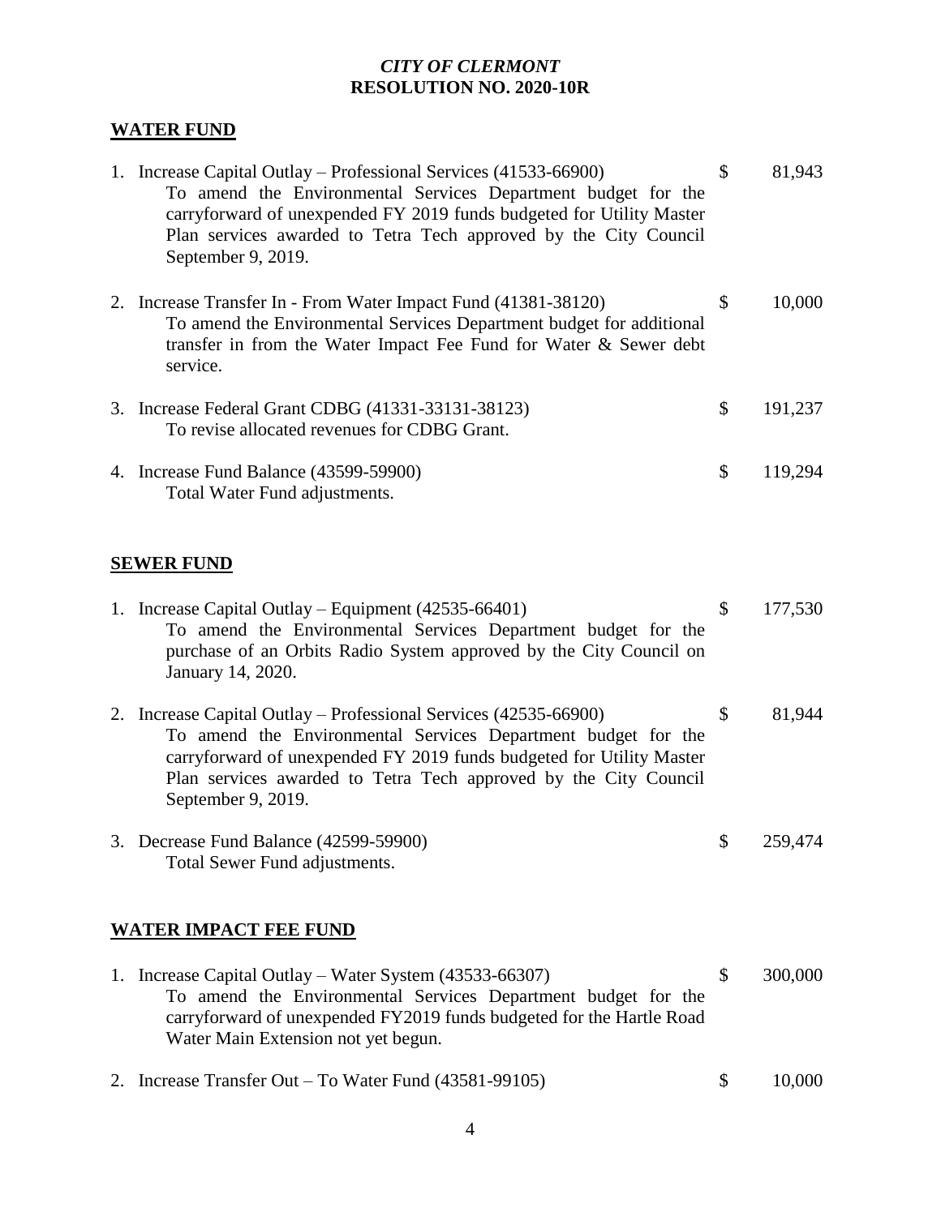*CITY OF CLERMONT*
**RESOLUTION NO. 2020-10R**

**WATER FUND**

1. Increase Capital Outlay – Professional Services (41533-66900) $ 81,943
   To amend the Environmental Services Department budget for the carryforward of unexpended FY 2019 funds budgeted for Utility Master Plan services awarded to Tetra Tech approved by the City Council September 9, 2019.

2. Increase Transfer In - From Water Impact Fund (41381-38120) $ 10,000
   To amend the Environmental Services Department budget for additional transfer in from the Water Impact Fee Fund for Water & Sewer debt service.

3. Increase Federal Grant CDBG (41331-33131-38123) $ 191,237
   To revise allocated revenues for CDBG Grant.

4. Increase Fund Balance (43599-59900) $ 119,294
   Total Water Fund adjustments.

**SEWER FUND**

1. Increase Capital Outlay – Equipment (42535-66401) $ 177,530
   To amend the Environmental Services Department budget for the purchase of an Orbits Radio System approved by the City Council on January 14, 2020.

2. Increase Capital Outlay – Professional Services (42535-66900) $ 81,944
   To amend the Environmental Services Department budget for the carryforward of unexpended FY 2019 funds budgeted for Utility Master Plan services awarded to Tetra Tech approved by the City Council September 9, 2019.

3. Decrease Fund Balance (42599-59900) $ 259,474
   Total Sewer Fund adjustments.

**WATER IMPACT FEE FUND**

1. Increase Capital Outlay – Water System (43533-66307) $ 300,000
   To amend the Environmental Services Department budget for the carryforward of unexpended FY2019 funds budgeted for the Hartle Road Water Main Extension not yet begun.

2. Increase Transfer Out – To Water Fund (43581-99105) $ 10,000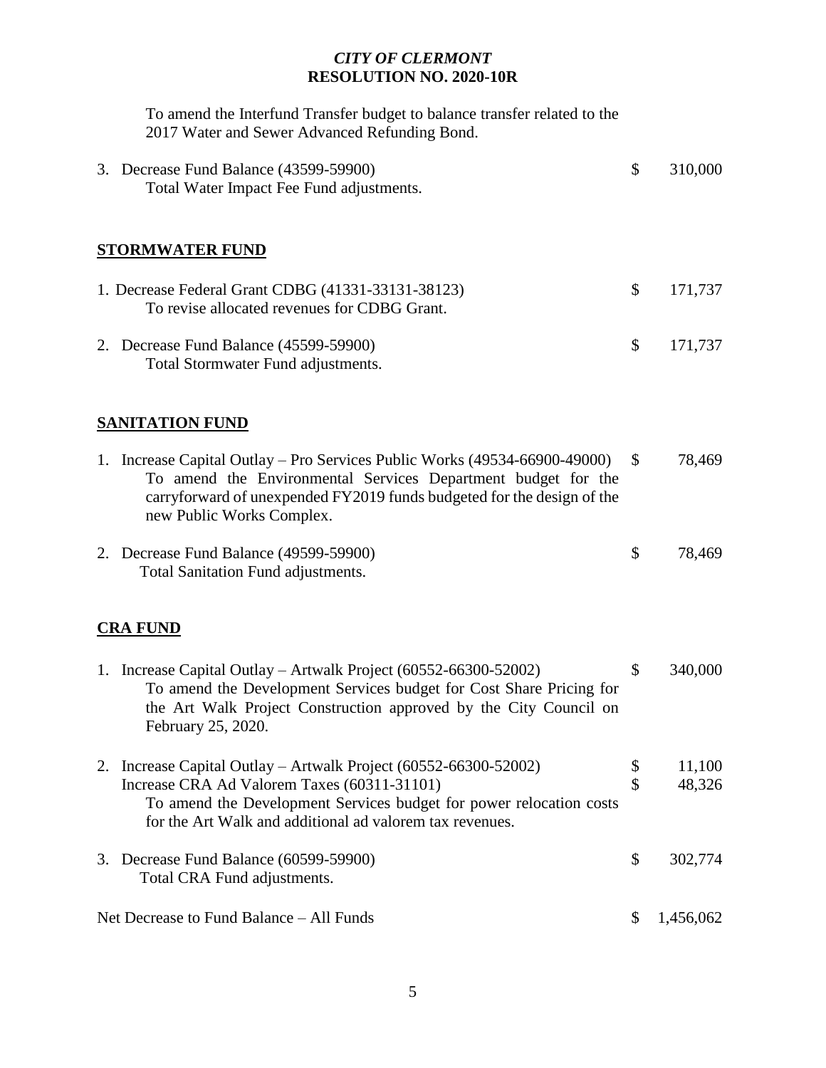To amend the Interfund Transfer budget to balance transfer related to the 2017 Water and Sewer Advanced Refunding Bond.

3. Decrease Fund Balance (43599-59900) $ 310,000
   Total Water Impact Fee Fund adjustments.

**STORMWATER FUND**

1. Decrease Federal Grant CDBG (41331-33131-38123) $ 171,737
   To revise allocated revenues for CDBG Grant.

2. Decrease Fund Balance (45599-59900) $ 171,737
   Total Stormwater Fund adjustments.

**SANITATION FUND**

1. Increase Capital Outlay – Pro Services Public Works (49534-66900-49000) $ 78,469
   To amend the Environmental Services Department budget for the carryforward of unexpended FY2019 funds budgeted for the design of the new Public Works Complex.

2. Decrease Fund Balance (49599-59900) $ 78,469
   Total Sanitation Fund adjustments.

**CRA FUND**

1. Increase Capital Outlay – Artwalk Project (60552-66300-52002) $ 340,000
   To amend the Development Services budget for Cost Share Pricing for the Art Walk Project Construction approved by the City Council on February 25, 2020.

2. Increase Capital Outlay – Artwalk Project (60552-66300-52002) $ 11,100
   Increase CRA Ad Valorem Taxes (60311-31101) $ 48,326
   To amend the Development Services budget for power relocation costs for the Art Walk and additional ad valorem tax revenues.

3. Decrease Fund Balance (60599-59900) $ 302,774
   Total CRA Fund adjustments.

Net Decrease to Fund Balance – All Funds $ 1,456,062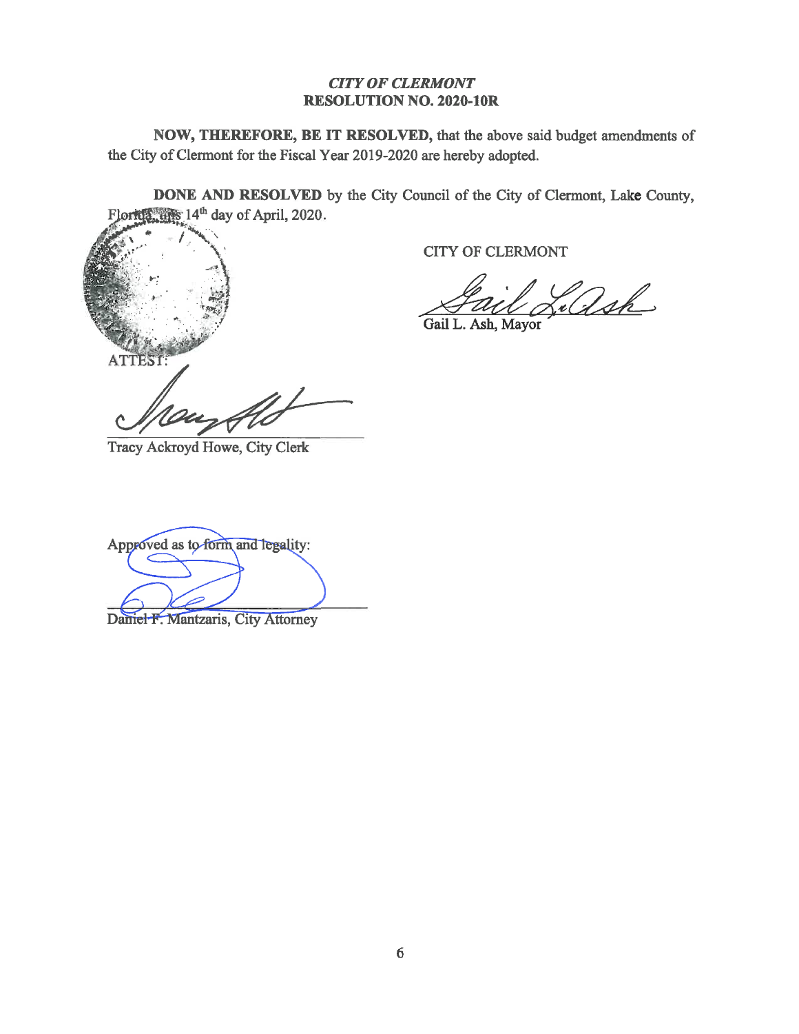***CITY OF CLERMONT***
**RESOLUTION NO. 2020-10R**

**NOW, THEREFORE, BE IT RESOLVED,** that the above said budget amendments of the City of Clermont for the Fiscal Year 2019-2020 are hereby adopted.

**DONE AND RESOLVED** by the City Council of the City of Clermont, Lake County, Florida, this 14th day of April, 2020.

CITY OF CLERMONT

Gail L. Ash, Mayor

ATTEST:

Tracy Ackroyd Howe, City Clerk

Approved as to form and legality:

Daniel F. Mantzaris, City Attorney